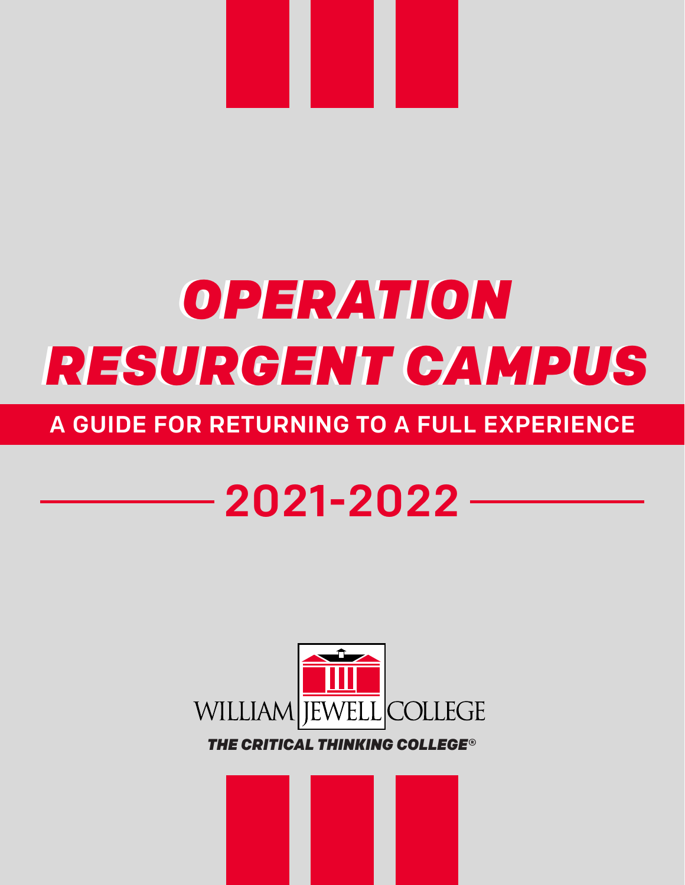# *OPERATION RESURGENT CAMPUS*

## A GUIDE FOR RETURNING TO A FULL EXPERIENCE

## 2021-2022

WILLIAM JEWELL COLLEGE

***THE CRITICAL THINKING COLLEGE®***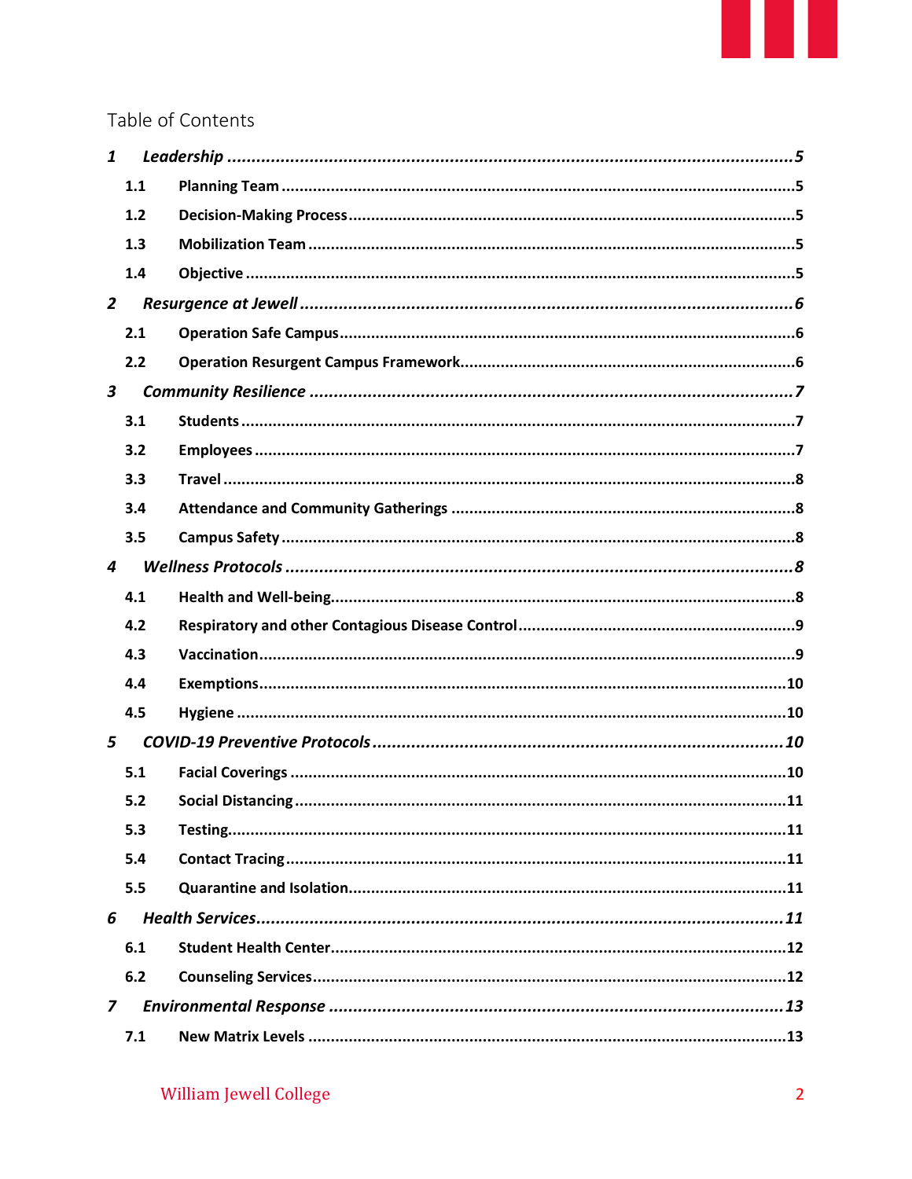# Table of Contents

- *1 Leadership* ... 5
  - 1.1 Planning Team ... 5
  - 1.2 Decision-Making Process ... 5
  - 1.3 Mobilization Team ... 5
  - 1.4 Objective ... 5
- *2 Resurgence at Jewell* ... 6
  - 2.1 Operation Safe Campus ... 6
  - 2.2 Operation Resurgent Campus Framework ... 6
- *3 Community Resilience* ... 7
  - 3.1 Students ... 7
  - 3.2 Employees ... 7
  - 3.3 Travel ... 8
  - 3.4 Attendance and Community Gatherings ... 8
  - 3.5 Campus Safety ... 8
- *4 Wellness Protocols* ... 8
  - 4.1 Health and Well-being ... 8
  - 4.2 Respiratory and other Contagious Disease Control ... 9
  - 4.3 Vaccination ... 9
  - 4.4 Exemptions ... 10
  - 4.5 Hygiene ... 10
- *5 COVID-19 Preventive Protocols* ... 10
  - 5.1 Facial Coverings ... 10
  - 5.2 Social Distancing ... 11
  - 5.3 Testing ... 11
  - 5.4 Contact Tracing ... 11
  - 5.5 Quarantine and Isolation ... 11
- *6 Health Services* ... 11
  - 6.1 Student Health Center ... 12
  - 6.2 Counseling Services ... 12
- *7 Environmental Response* ... 13
  - 7.1 New Matrix Levels ... 13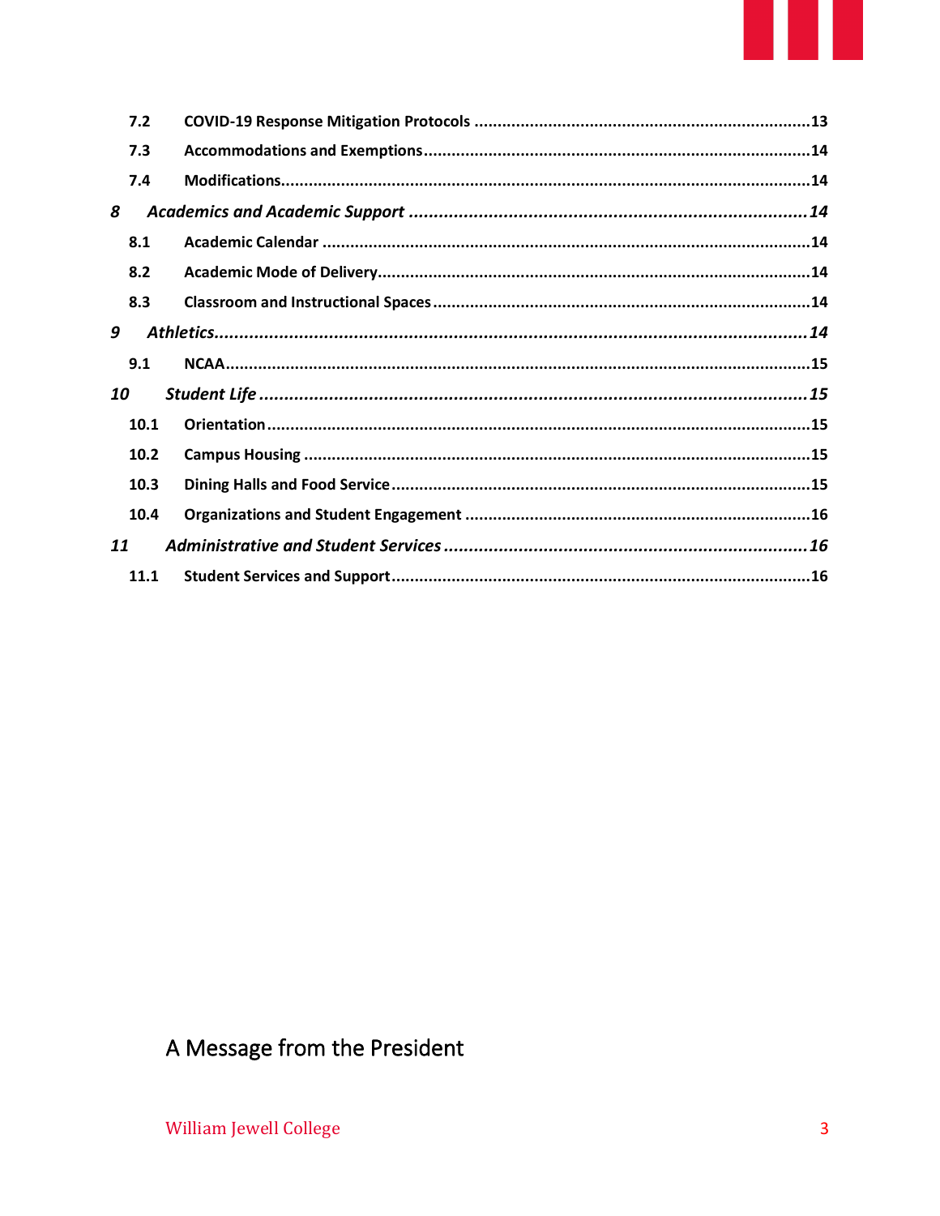- 7.2 COVID-19 Response Mitigation Protocols ........ 13
- 7.3 Accommodations and Exemptions ........ 14
- 7.4 Modifications ........ 14

*8 Academics and Academic Support ........ 14*

- 8.1 Academic Calendar ........ 14
- 8.2 Academic Mode of Delivery ........ 14
- 8.3 Classroom and Instructional Spaces ........ 14

*9 Athletics ........ 14*

- 9.1 NCAA ........ 15

*10 Student Life ........ 15*

- 10.1 Orientation ........ 15
- 10.2 Campus Housing ........ 15
- 10.3 Dining Halls and Food Service ........ 15
- 10.4 Organizations and Student Engagement ........ 16

*11 Administrative and Student Services ........ 16*

- 11.1 Student Services and Support ........ 16

# A Message from the President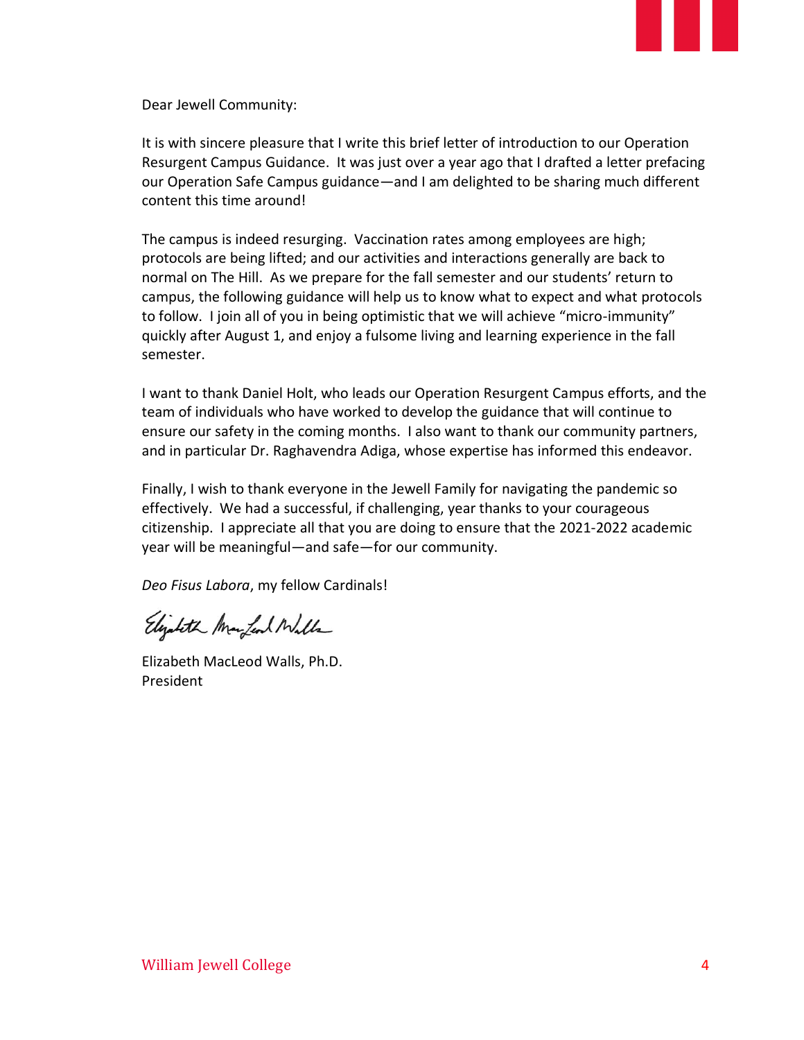Dear Jewell Community:

It is with sincere pleasure that I write this brief letter of introduction to our Operation Resurgent Campus Guidance. It was just over a year ago that I drafted a letter prefacing our Operation Safe Campus guidance—and I am delighted to be sharing much different content this time around!

The campus is indeed resurging. Vaccination rates among employees are high; protocols are being lifted; and our activities and interactions generally are back to normal on The Hill. As we prepare for the fall semester and our students' return to campus, the following guidance will help us to know what to expect and what protocols to follow. I join all of you in being optimistic that we will achieve "micro-immunity" quickly after August 1, and enjoy a fulsome living and learning experience in the fall semester.

I want to thank Daniel Holt, who leads our Operation Resurgent Campus efforts, and the team of individuals who have worked to develop the guidance that will continue to ensure our safety in the coming months. I also want to thank our community partners, and in particular Dr. Raghavendra Adiga, whose expertise has informed this endeavor.

Finally, I wish to thank everyone in the Jewell Family for navigating the pandemic so effectively. We had a successful, if challenging, year thanks to your courageous citizenship. I appreciate all that you are doing to ensure that the 2021-2022 academic year will be meaningful—and safe—for our community.

*Deo Fisus Labora*, my fellow Cardinals!

Elizabeth MacLeod Walls, Ph.D.
President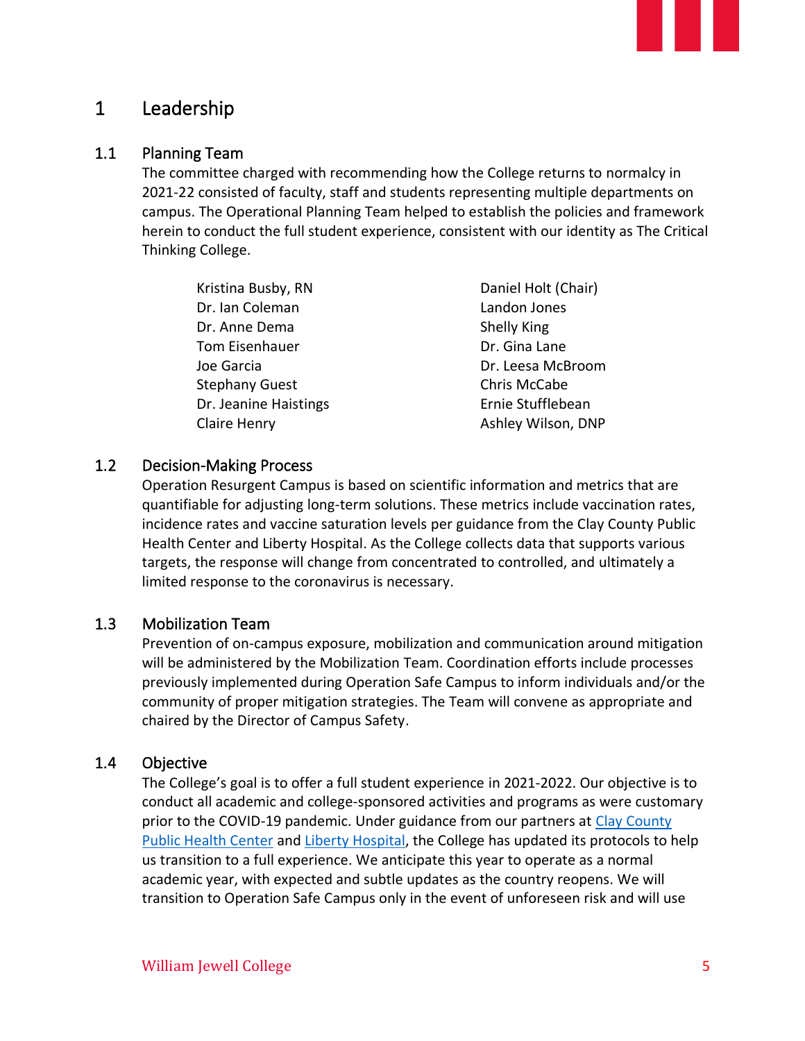# 1 Leadership

## 1.1 Planning Team

The committee charged with recommending how the College returns to normalcy in 2021-22 consisted of faculty, staff and students representing multiple departments on campus. The Operational Planning Team helped to establish the policies and framework herein to conduct the full student experience, consistent with our identity as The Critical Thinking College.

- Kristina Busby, RN
- Dr. Ian Coleman
- Dr. Anne Dema
- Tom Eisenhauer
- Joe Garcia
- Stephany Guest
- Dr. Jeanine Haistings
- Claire Henry
- Daniel Holt (Chair)
- Landon Jones
- Shelly King
- Dr. Gina Lane
- Dr. Leesa McBroom
- Chris McCabe
- Ernie Stufflebean
- Ashley Wilson, DNP

## 1.2 Decision-Making Process

Operation Resurgent Campus is based on scientific information and metrics that are quantifiable for adjusting long-term solutions. These metrics include vaccination rates, incidence rates and vaccine saturation levels per guidance from the Clay County Public Health Center and Liberty Hospital. As the College collects data that supports various targets, the response will change from concentrated to controlled, and ultimately a limited response to the coronavirus is necessary.

## 1.3 Mobilization Team

Prevention of on-campus exposure, mobilization and communication around mitigation will be administered by the Mobilization Team. Coordination efforts include processes previously implemented during Operation Safe Campus to inform individuals and/or the community of proper mitigation strategies. The Team will convene as appropriate and chaired by the Director of Campus Safety.

## 1.4 Objective

The College's goal is to offer a full student experience in 2021-2022. Our objective is to conduct all academic and college-sponsored activities and programs as were customary prior to the COVID-19 pandemic. Under guidance from our partners at Clay County Public Health Center and Liberty Hospital, the College has updated its protocols to help us transition to a full experience. We anticipate this year to operate as a normal academic year, with expected and subtle updates as the country reopens. We will transition to Operation Safe Campus only in the event of unforeseen risk and will use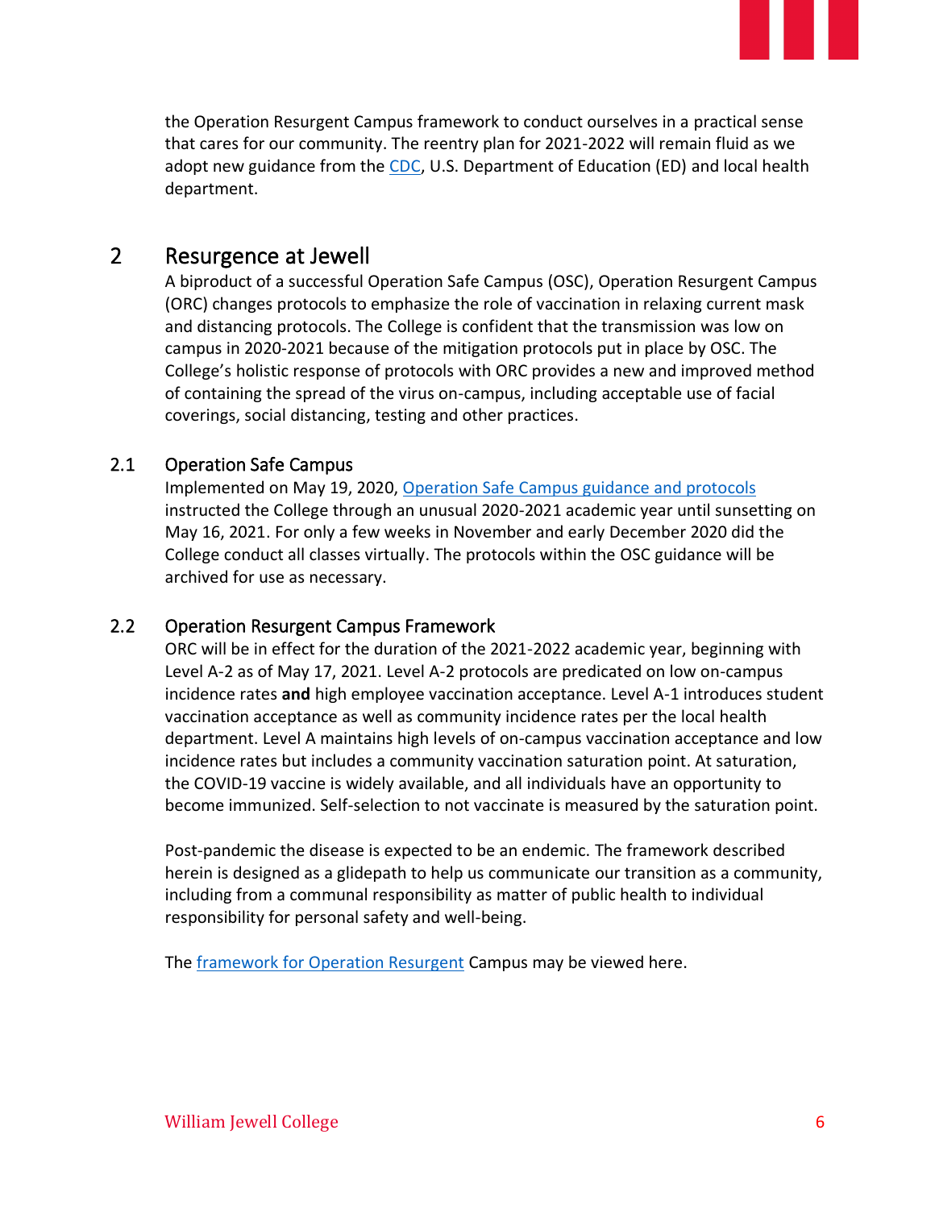the Operation Resurgent Campus framework to conduct ourselves in a practical sense that cares for our community. The reentry plan for 2021-2022 will remain fluid as we adopt new guidance from the CDC, U.S. Department of Education (ED) and local health department.

# 2 Resurgence at Jewell

A biproduct of a successful Operation Safe Campus (OSC), Operation Resurgent Campus (ORC) changes protocols to emphasize the role of vaccination in relaxing current mask and distancing protocols. The College is confident that the transmission was low on campus in 2020-2021 because of the mitigation protocols put in place by OSC. The College's holistic response of protocols with ORC provides a new and improved method of containing the spread of the virus on-campus, including acceptable use of facial coverings, social distancing, testing and other practices.

## 2.1 Operation Safe Campus

Implemented on May 19, 2020, Operation Safe Campus guidance and protocols instructed the College through an unusual 2020-2021 academic year until sunsetting on May 16, 2021. For only a few weeks in November and early December 2020 did the College conduct all classes virtually. The protocols within the OSC guidance will be archived for use as necessary.

## 2.2 Operation Resurgent Campus Framework

ORC will be in effect for the duration of the 2021-2022 academic year, beginning with Level A-2 as of May 17, 2021. Level A-2 protocols are predicated on low on-campus incidence rates **and** high employee vaccination acceptance. Level A-1 introduces student vaccination acceptance as well as community incidence rates per the local health department. Level A maintains high levels of on-campus vaccination acceptance and low incidence rates but includes a community vaccination saturation point. At saturation, the COVID-19 vaccine is widely available, and all individuals have an opportunity to become immunized. Self-selection to not vaccinate is measured by the saturation point.

Post-pandemic the disease is expected to be an endemic. The framework described herein is designed as a glidepath to help us communicate our transition as a community, including from a communal responsibility as matter of public health to individual responsibility for personal safety and well-being.

The framework for Operation Resurgent Campus may be viewed here.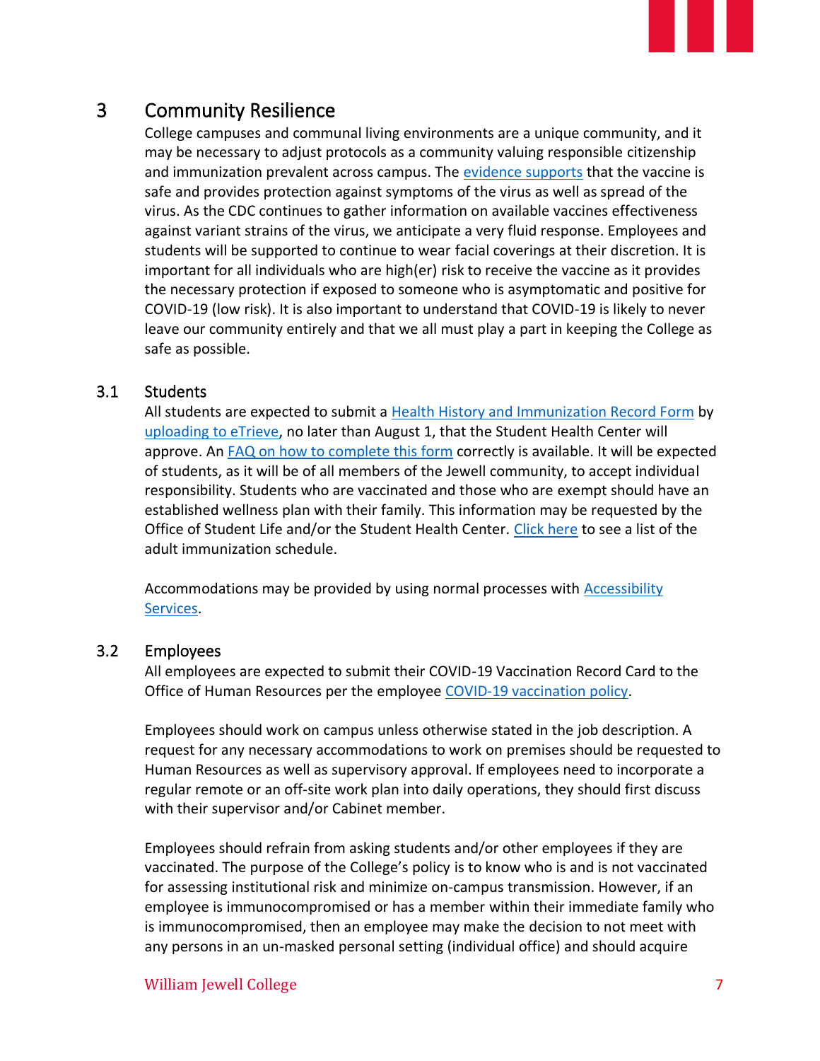# 3 Community Resilience

College campuses and communal living environments are a unique community, and it may be necessary to adjust protocols as a community valuing responsible citizenship and immunization prevalent across campus. The evidence supports that the vaccine is safe and provides protection against symptoms of the virus as well as spread of the virus. As the CDC continues to gather information on available vaccines effectiveness against variant strains of the virus, we anticipate a very fluid response. Employees and students will be supported to continue to wear facial coverings at their discretion. It is important for all individuals who are high(er) risk to receive the vaccine as it provides the necessary protection if exposed to someone who is asymptomatic and positive for COVID-19 (low risk). It is also important to understand that COVID-19 is likely to never leave our community entirely and that we all must play a part in keeping the College as safe as possible.

## 3.1 Students

All students are expected to submit a Health History and Immunization Record Form by uploading to eTrieve, no later than August 1, that the Student Health Center will approve. An FAQ on how to complete this form correctly is available. It will be expected of students, as it will be of all members of the Jewell community, to accept individual responsibility. Students who are vaccinated and those who are exempt should have an established wellness plan with their family. This information may be requested by the Office of Student Life and/or the Student Health Center. Click here to see a list of the adult immunization schedule.

Accommodations may be provided by using normal processes with Accessibility Services.

## 3.2 Employees

All employees are expected to submit their COVID-19 Vaccination Record Card to the Office of Human Resources per the employee COVID-19 vaccination policy.

Employees should work on campus unless otherwise stated in the job description. A request for any necessary accommodations to work on premises should be requested to Human Resources as well as supervisory approval. If employees need to incorporate a regular remote or an off-site work plan into daily operations, they should first discuss with their supervisor and/or Cabinet member.

Employees should refrain from asking students and/or other employees if they are vaccinated. The purpose of the College's policy is to know who is and is not vaccinated for assessing institutional risk and minimize on-campus transmission. However, if an employee is immunocompromised or has a member within their immediate family who is immunocompromised, then an employee may make the decision to not meet with any persons in an un-masked personal setting (individual office) and should acquire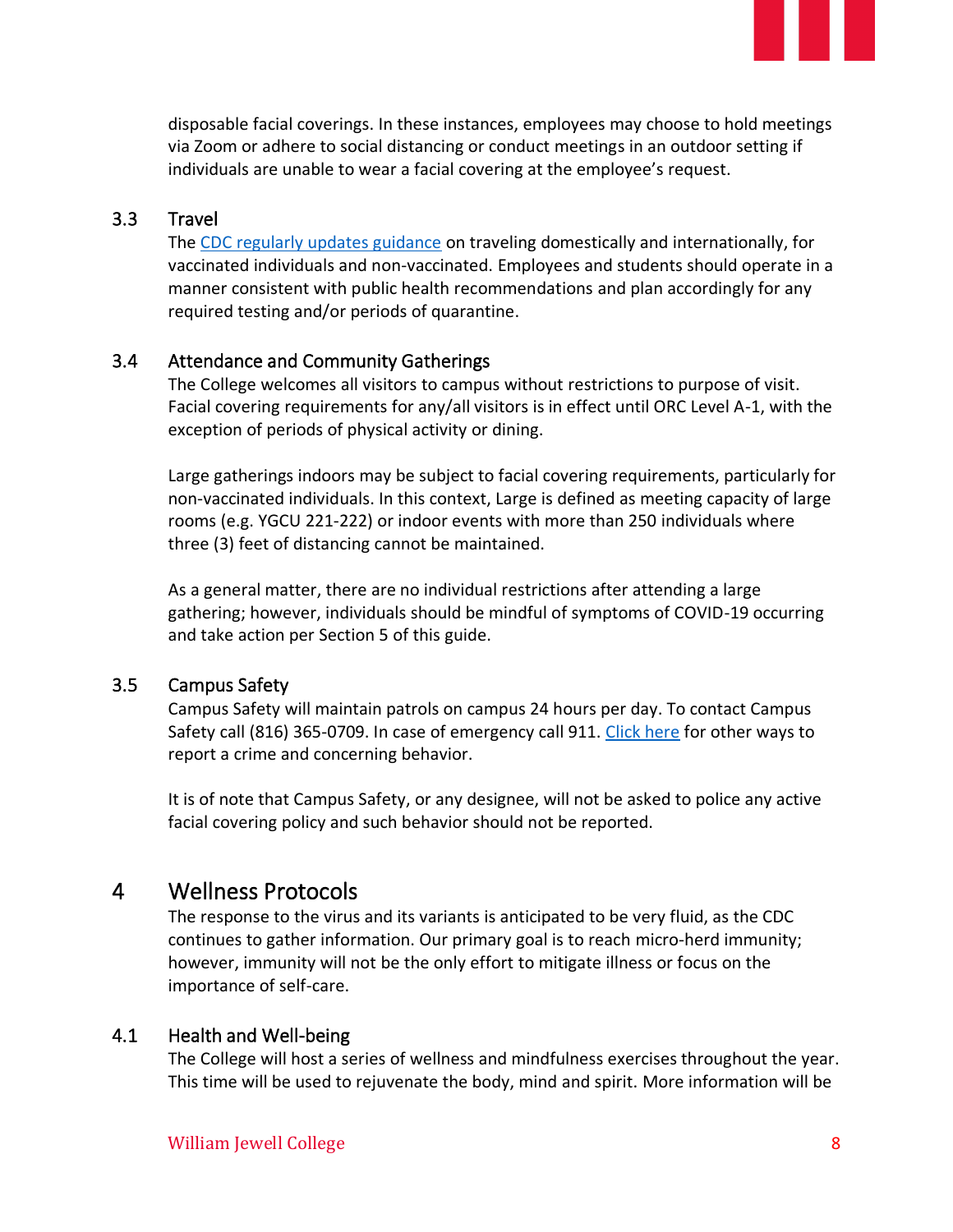disposable facial coverings. In these instances, employees may choose to hold meetings via Zoom or adhere to social distancing or conduct meetings in an outdoor setting if individuals are unable to wear a facial covering at the employee's request.

### 3.3 Travel

The [CDC regularly updates guidance](#) on traveling domestically and internationally, for vaccinated individuals and non-vaccinated. Employees and students should operate in a manner consistent with public health recommendations and plan accordingly for any required testing and/or periods of quarantine.

### 3.4 Attendance and Community Gatherings

The College welcomes all visitors to campus without restrictions to purpose of visit. Facial covering requirements for any/all visitors is in effect until ORC Level A-1, with the exception of periods of physical activity or dining.

Large gatherings indoors may be subject to facial covering requirements, particularly for non-vaccinated individuals. In this context, Large is defined as meeting capacity of large rooms (e.g. YGCU 221-222) or indoor events with more than 250 individuals where three (3) feet of distancing cannot be maintained.

As a general matter, there are no individual restrictions after attending a large gathering; however, individuals should be mindful of symptoms of COVID-19 occurring and take action per Section 5 of this guide.

### 3.5 Campus Safety

Campus Safety will maintain patrols on campus 24 hours per day. To contact Campus Safety call (816) 365-0709. In case of emergency call 911. [Click here](#) for other ways to report a crime and concerning behavior.

It is of note that Campus Safety, or any designee, will not be asked to police any active facial covering policy and such behavior should not be reported.

## 4 Wellness Protocols

The response to the virus and its variants is anticipated to be very fluid, as the CDC continues to gather information. Our primary goal is to reach micro-herd immunity; however, immunity will not be the only effort to mitigate illness or focus on the importance of self-care.

### 4.1 Health and Well-being

The College will host a series of wellness and mindfulness exercises throughout the year. This time will be used to rejuvenate the body, mind and spirit. More information will be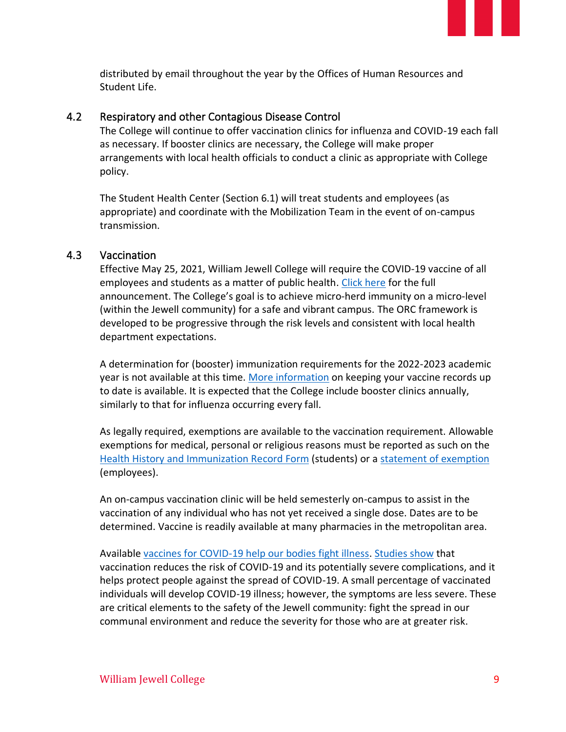distributed by email throughout the year by the Offices of Human Resources and Student Life.

### 4.2 Respiratory and other Contagious Disease Control

The College will continue to offer vaccination clinics for influenza and COVID-19 each fall as necessary. If booster clinics are necessary, the College will make proper arrangements with local health officials to conduct a clinic as appropriate with College policy.

The Student Health Center (Section 6.1) will treat students and employees (as appropriate) and coordinate with the Mobilization Team in the event of on-campus transmission.

### 4.3 Vaccination

Effective May 25, 2021, William Jewell College will require the COVID-19 vaccine of all employees and students as a matter of public health. Click here for the full announcement. The College's goal is to achieve micro-herd immunity on a micro-level (within the Jewell community) for a safe and vibrant campus. The ORC framework is developed to be progressive through the risk levels and consistent with local health department expectations.

A determination for (booster) immunization requirements for the 2022-2023 academic year is not available at this time. More information on keeping your vaccine records up to date is available. It is expected that the College include booster clinics annually, similarly to that for influenza occurring every fall.

As legally required, exemptions are available to the vaccination requirement. Allowable exemptions for medical, personal or religious reasons must be reported as such on the Health History and Immunization Record Form (students) or a statement of exemption (employees).

An on-campus vaccination clinic will be held semesterly on-campus to assist in the vaccination of any individual who has not yet received a single dose. Dates are to be determined. Vaccine is readily available at many pharmacies in the metropolitan area.

Available vaccines for COVID-19 help our bodies fight illness. Studies show that vaccination reduces the risk of COVID-19 and its potentially severe complications, and it helps protect people against the spread of COVID-19. A small percentage of vaccinated individuals will develop COVID-19 illness; however, the symptoms are less severe. These are critical elements to the safety of the Jewell community: fight the spread in our communal environment and reduce the severity for those who are at greater risk.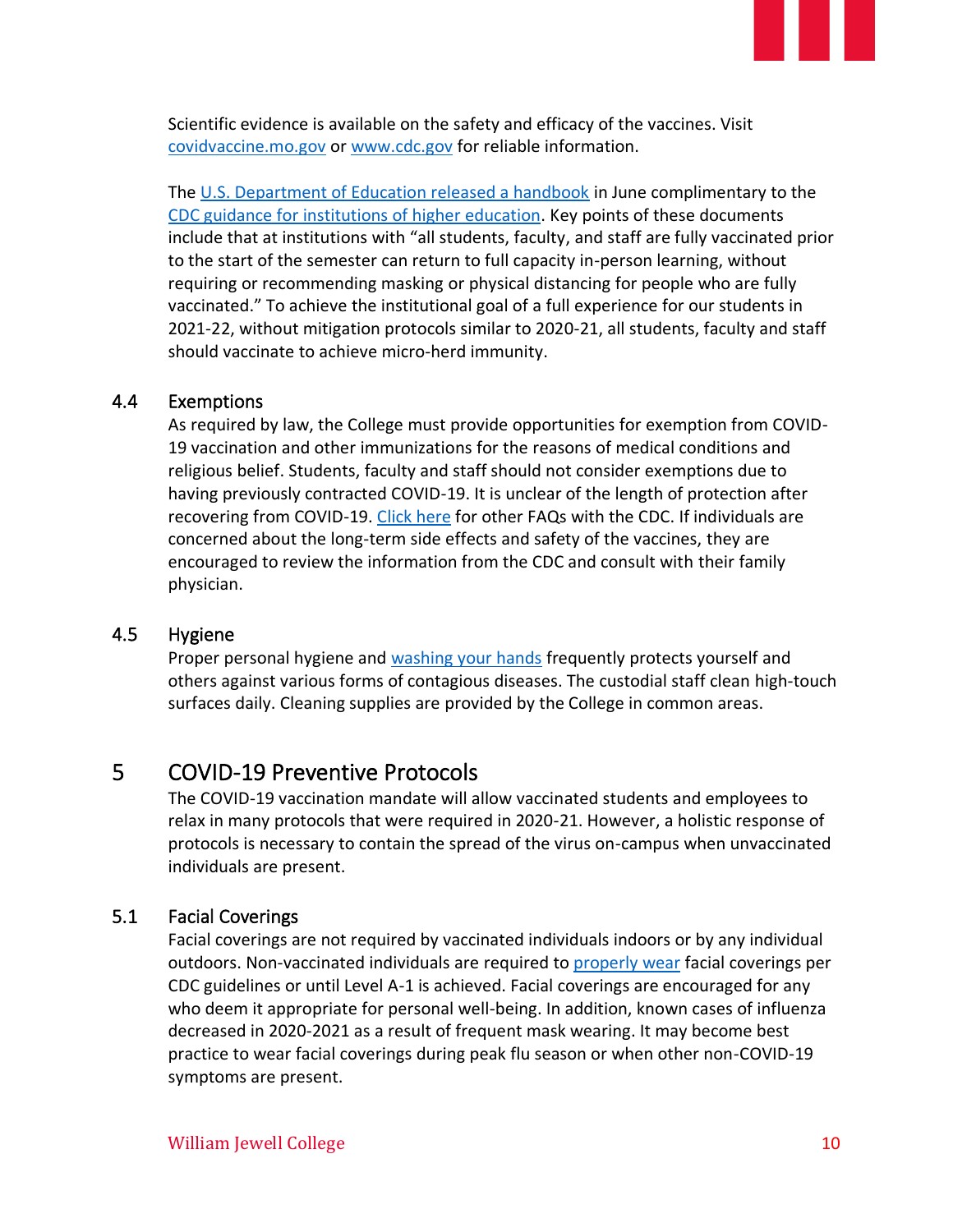Scientific evidence is available on the safety and efficacy of the vaccines. Visit [covidvaccine.mo.gov]() or [www.cdc.gov]() for reliable information.

The [U.S. Department of Education released a handbook]() in June complimentary to the [CDC guidance for institutions of higher education](). Key points of these documents include that at institutions with "all students, faculty, and staff are fully vaccinated prior to the start of the semester can return to full capacity in-person learning, without requiring or recommending masking or physical distancing for people who are fully vaccinated." To achieve the institutional goal of a full experience for our students in 2021-22, without mitigation protocols similar to 2020-21, all students, faculty and staff should vaccinate to achieve micro-herd immunity.

### 4.4 Exemptions

As required by law, the College must provide opportunities for exemption from COVID-19 vaccination and other immunizations for the reasons of medical conditions and religious belief. Students, faculty and staff should not consider exemptions due to having previously contracted COVID-19. It is unclear of the length of protection after recovering from COVID-19. [Click here]() for other FAQs with the CDC. If individuals are concerned about the long-term side effects and safety of the vaccines, they are encouraged to review the information from the CDC and consult with their family physician.

### 4.5 Hygiene

Proper personal hygiene and [washing your hands]() frequently protects yourself and others against various forms of contagious diseases. The custodial staff clean high-touch surfaces daily. Cleaning supplies are provided by the College in common areas.

## 5 COVID-19 Preventive Protocols

The COVID-19 vaccination mandate will allow vaccinated students and employees to relax in many protocols that were required in 2020-21. However, a holistic response of protocols is necessary to contain the spread of the virus on-campus when unvaccinated individuals are present.

### 5.1 Facial Coverings

Facial coverings are not required by vaccinated individuals indoors or by any individual outdoors. Non-vaccinated individuals are required to [properly wear]() facial coverings per CDC guidelines or until Level A-1 is achieved. Facial coverings are encouraged for any who deem it appropriate for personal well-being. In addition, known cases of influenza decreased in 2020-2021 as a result of frequent mask wearing. It may become best practice to wear facial coverings during peak flu season or when other non-COVID-19 symptoms are present.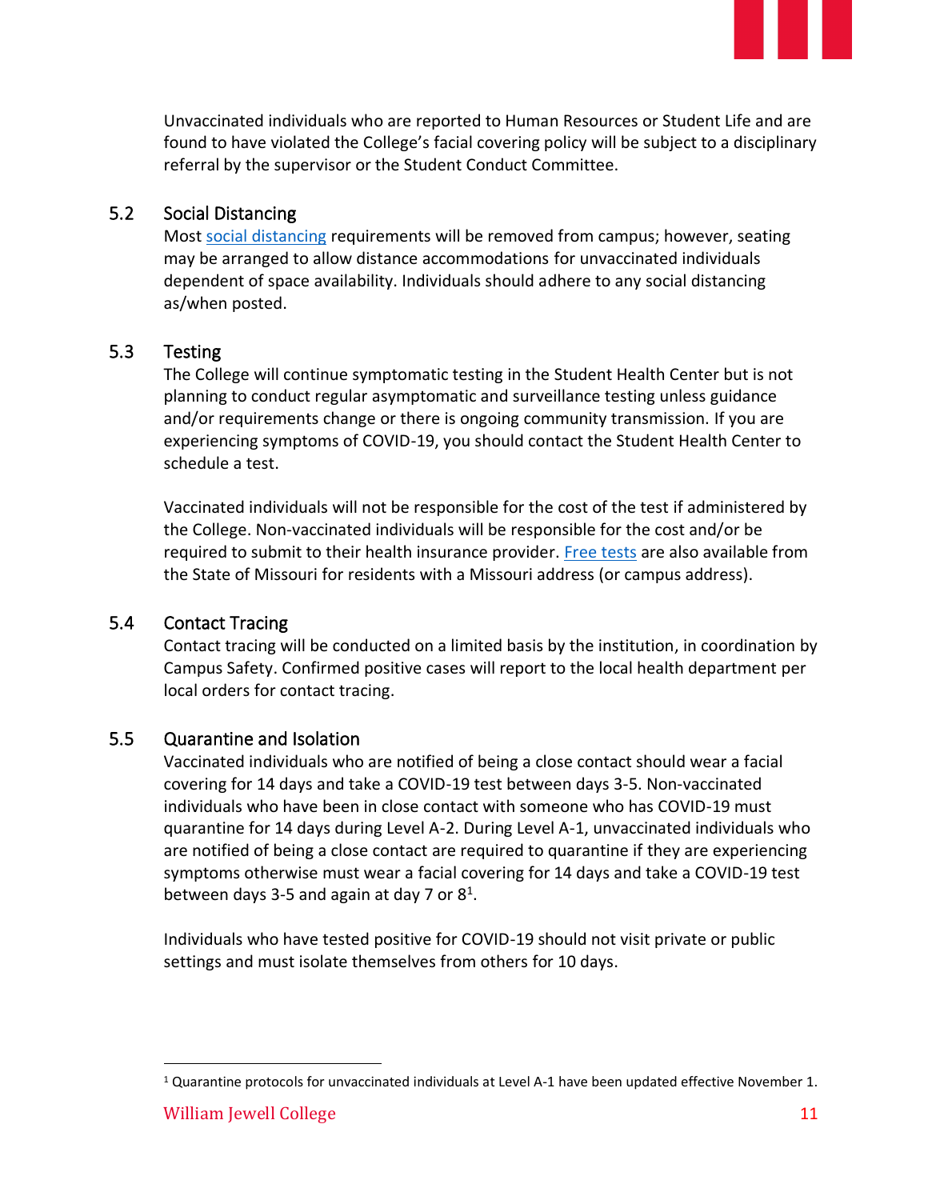Unvaccinated individuals who are reported to Human Resources or Student Life and are found to have violated the College's facial covering policy will be subject to a disciplinary referral by the supervisor or the Student Conduct Committee.

### 5.2 Social Distancing

Most social distancing requirements will be removed from campus; however, seating may be arranged to allow distance accommodations for unvaccinated individuals dependent of space availability. Individuals should adhere to any social distancing as/when posted.

### 5.3 Testing

The College will continue symptomatic testing in the Student Health Center but is not planning to conduct regular asymptomatic and surveillance testing unless guidance and/or requirements change or there is ongoing community transmission. If you are experiencing symptoms of COVID-19, you should contact the Student Health Center to schedule a test.

Vaccinated individuals will not be responsible for the cost of the test if administered by the College. Non-vaccinated individuals will be responsible for the cost and/or be required to submit to their health insurance provider. Free tests are also available from the State of Missouri for residents with a Missouri address (or campus address).

### 5.4 Contact Tracing

Contact tracing will be conducted on a limited basis by the institution, in coordination by Campus Safety. Confirmed positive cases will report to the local health department per local orders for contact tracing.

### 5.5 Quarantine and Isolation

Vaccinated individuals who are notified of being a close contact should wear a facial covering for 14 days and take a COVID-19 test between days 3-5. Non-vaccinated individuals who have been in close contact with someone who has COVID-19 must quarantine for 14 days during Level A-2. During Level A-1, unvaccinated individuals who are notified of being a close contact are required to quarantine if they are experiencing symptoms otherwise must wear a facial covering for 14 days and take a COVID-19 test between days 3-5 and again at day 7 or 8[1].

Individuals who have tested positive for COVID-19 should not visit private or public settings and must isolate themselves from others for 10 days.

[1] Quarantine protocols for unvaccinated individuals at Level A-1 have been updated effective November 1.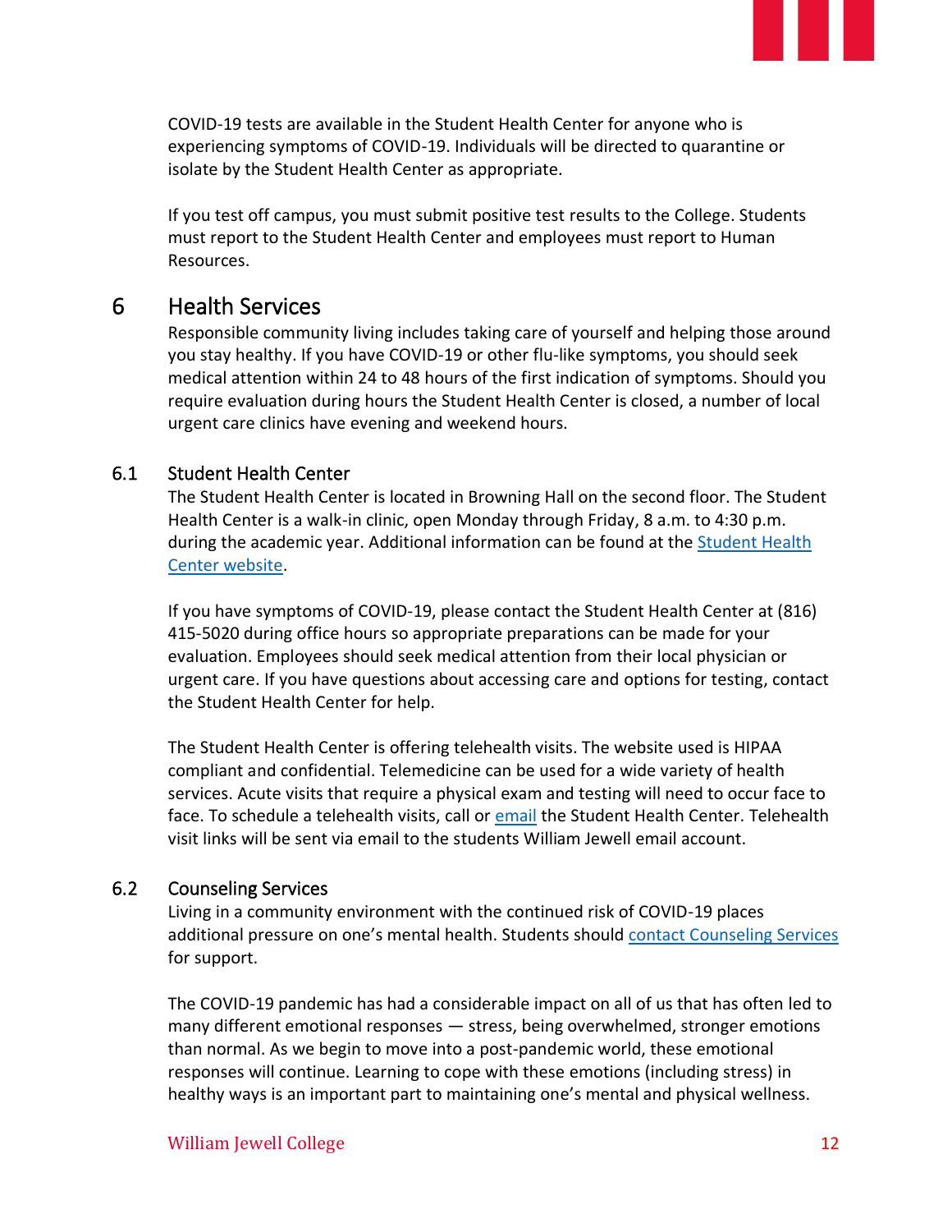COVID-19 tests are available in the Student Health Center for anyone who is experiencing symptoms of COVID-19. Individuals will be directed to quarantine or isolate by the Student Health Center as appropriate.

If you test off campus, you must submit positive test results to the College. Students must report to the Student Health Center and employees must report to Human Resources.

# 6 Health Services

Responsible community living includes taking care of yourself and helping those around you stay healthy. If you have COVID-19 or other flu-like symptoms, you should seek medical attention within 24 to 48 hours of the first indication of symptoms. Should you require evaluation during hours the Student Health Center is closed, a number of local urgent care clinics have evening and weekend hours.

## 6.1 Student Health Center

The Student Health Center is located in Browning Hall on the second floor. The Student Health Center is a walk-in clinic, open Monday through Friday, 8 a.m. to 4:30 p.m. during the academic year. Additional information can be found at the Student Health Center website.

If you have symptoms of COVID-19, please contact the Student Health Center at (816) 415-5020 during office hours so appropriate preparations can be made for your evaluation. Employees should seek medical attention from their local physician or urgent care. If you have questions about accessing care and options for testing, contact the Student Health Center for help.

The Student Health Center is offering telehealth visits. The website used is HIPAA compliant and confidential. Telemedicine can be used for a wide variety of health services. Acute visits that require a physical exam and testing will need to occur face to face. To schedule a telehealth visits, call or email the Student Health Center. Telehealth visit links will be sent via email to the students William Jewell email account.

## 6.2 Counseling Services

Living in a community environment with the continued risk of COVID-19 places additional pressure on one's mental health. Students should contact Counseling Services for support.

The COVID-19 pandemic has had a considerable impact on all of us that has often led to many different emotional responses — stress, being overwhelmed, stronger emotions than normal. As we begin to move into a post-pandemic world, these emotional responses will continue. Learning to cope with these emotions (including stress) in healthy ways is an important part to maintaining one's mental and physical wellness.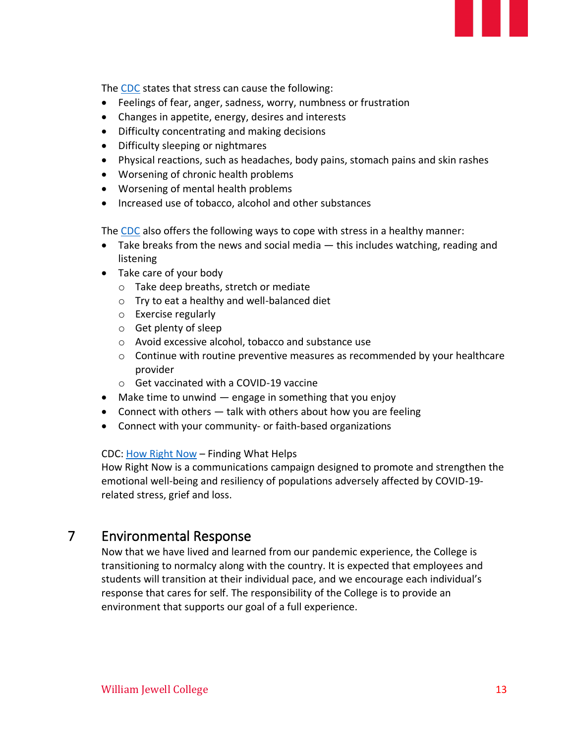The [CDC](#) states that stress can cause the following:

- Feelings of fear, anger, sadness, worry, numbness or frustration
- Changes in appetite, energy, desires and interests
- Difficulty concentrating and making decisions
- Difficulty sleeping or nightmares
- Physical reactions, such as headaches, body pains, stomach pains and skin rashes
- Worsening of chronic health problems
- Worsening of mental health problems
- Increased use of tobacco, alcohol and other substances

The [CDC](#) also offers the following ways to cope with stress in a healthy manner:

- Take breaks from the news and social media — this includes watching, reading and listening
- Take care of your body
  - Take deep breaths, stretch or mediate
  - Try to eat a healthy and well-balanced diet
  - Exercise regularly
  - Get plenty of sleep
  - Avoid excessive alcohol, tobacco and substance use
  - Continue with routine preventive measures as recommended by your healthcare provider
  - Get vaccinated with a COVID-19 vaccine
- Make time to unwind — engage in something that you enjoy
- Connect with others — talk with others about how you are feeling
- Connect with your community- or faith-based organizations

CDC: [How Right Now](#) – Finding What Helps
How Right Now is a communications campaign designed to promote and strengthen the emotional well-being and resiliency of populations adversely affected by COVID-19-related stress, grief and loss.

## 7 Environmental Response

Now that we have lived and learned from our pandemic experience, the College is transitioning to normalcy along with the country. It is expected that employees and students will transition at their individual pace, and we encourage each individual's response that cares for self. The responsibility of the College is to provide an environment that supports our goal of a full experience.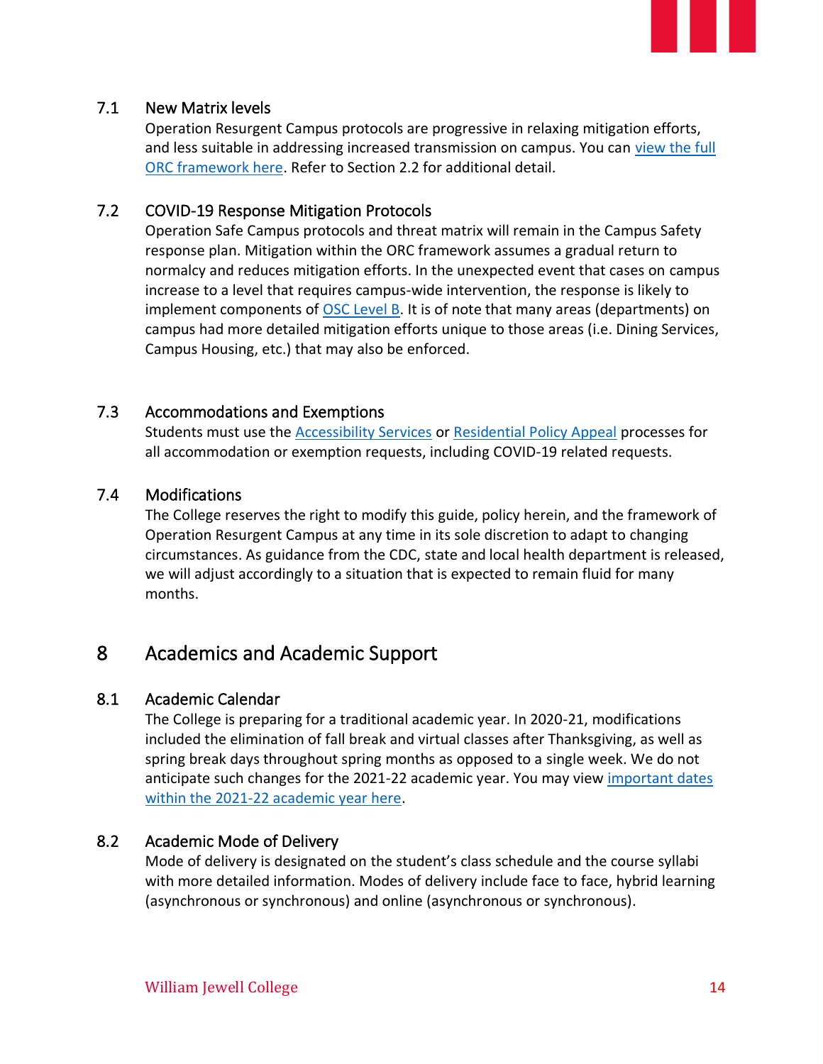### 7.1 New Matrix levels

Operation Resurgent Campus protocols are progressive in relaxing mitigation efforts, and less suitable in addressing increased transmission on campus. You can view the full ORC framework here. Refer to Section 2.2 for additional detail.

### 7.2 COVID-19 Response Mitigation Protocols

Operation Safe Campus protocols and threat matrix will remain in the Campus Safety response plan. Mitigation within the ORC framework assumes a gradual return to normalcy and reduces mitigation efforts. In the unexpected event that cases on campus increase to a level that requires campus-wide intervention, the response is likely to implement components of OSC Level B. It is of note that many areas (departments) on campus had more detailed mitigation efforts unique to those areas (i.e. Dining Services, Campus Housing, etc.) that may also be enforced.

### 7.3 Accommodations and Exemptions

Students must use the Accessibility Services or Residential Policy Appeal processes for all accommodation or exemption requests, including COVID-19 related requests.

### 7.4 Modifications

The College reserves the right to modify this guide, policy herein, and the framework of Operation Resurgent Campus at any time in its sole discretion to adapt to changing circumstances. As guidance from the CDC, state and local health department is released, we will adjust accordingly to a situation that is expected to remain fluid for many months.

## 8 Academics and Academic Support

### 8.1 Academic Calendar

The College is preparing for a traditional academic year. In 2020-21, modifications included the elimination of fall break and virtual classes after Thanksgiving, as well as spring break days throughout spring months as opposed to a single week. We do not anticipate such changes for the 2021-22 academic year. You may view important dates within the 2021-22 academic year here.

### 8.2 Academic Mode of Delivery

Mode of delivery is designated on the student's class schedule and the course syllabi with more detailed information. Modes of delivery include face to face, hybrid learning (asynchronous or synchronous) and online (asynchronous or synchronous).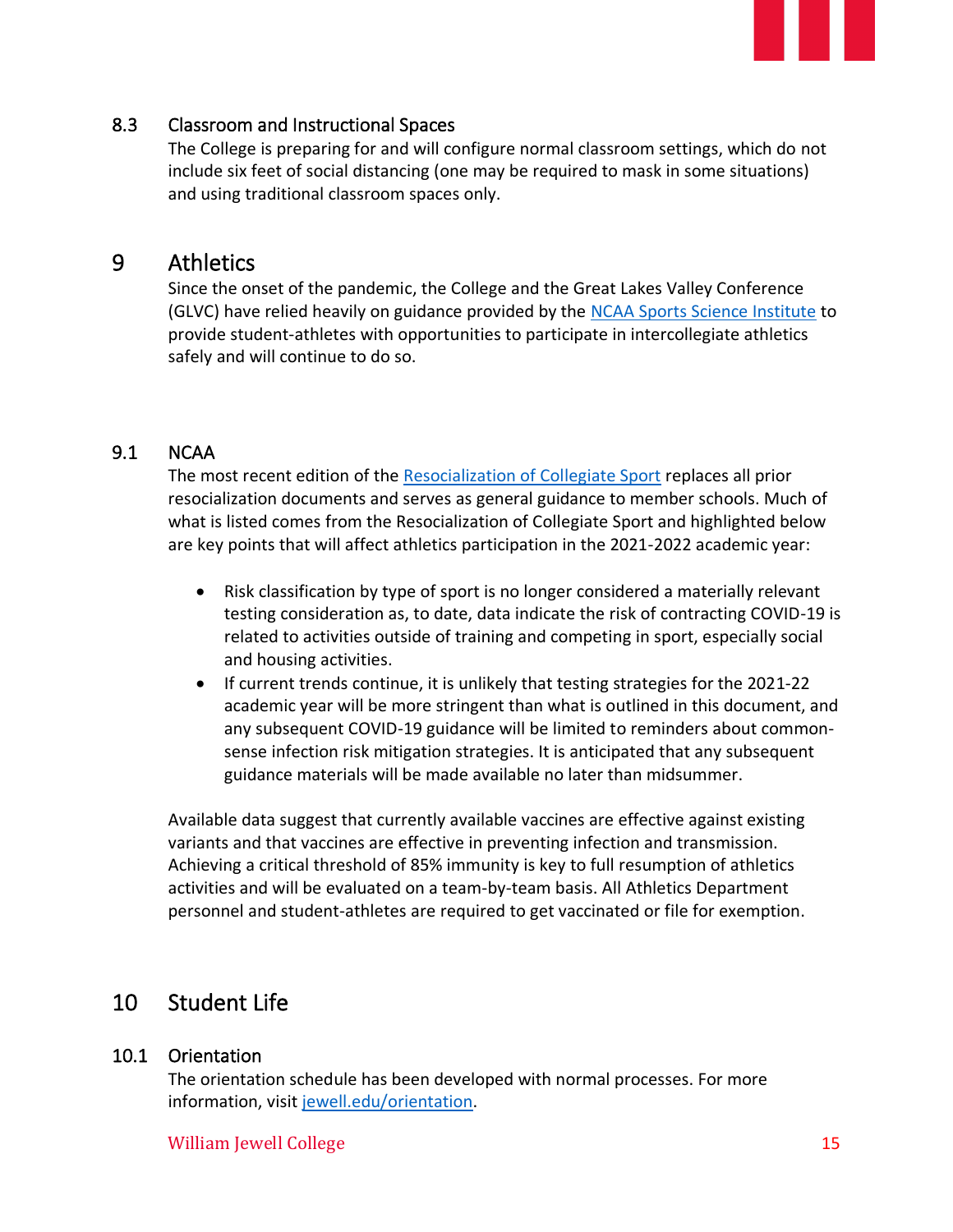### 8.3 Classroom and Instructional Spaces

The College is preparing for and will configure normal classroom settings, which do not include six feet of social distancing (one may be required to mask in some situations) and using traditional classroom spaces only.

## 9 Athletics

Since the onset of the pandemic, the College and the Great Lakes Valley Conference (GLVC) have relied heavily on guidance provided by the NCAA Sports Science Institute to provide student-athletes with opportunities to participate in intercollegiate athletics safely and will continue to do so.

### 9.1 NCAA

The most recent edition of the Resocialization of Collegiate Sport replaces all prior resocialization documents and serves as general guidance to member schools. Much of what is listed comes from the Resocialization of Collegiate Sport and highlighted below are key points that will affect athletics participation in the 2021-2022 academic year:

- Risk classification by type of sport is no longer considered a materially relevant testing consideration as, to date, data indicate the risk of contracting COVID-19 is related to activities outside of training and competing in sport, especially social and housing activities.
- If current trends continue, it is unlikely that testing strategies for the 2021-22 academic year will be more stringent than what is outlined in this document, and any subsequent COVID-19 guidance will be limited to reminders about common-sense infection risk mitigation strategies. It is anticipated that any subsequent guidance materials will be made available no later than midsummer.

Available data suggest that currently available vaccines are effective against existing variants and that vaccines are effective in preventing infection and transmission. Achieving a critical threshold of 85% immunity is key to full resumption of athletics activities and will be evaluated on a team-by-team basis. All Athletics Department personnel and student-athletes are required to get vaccinated or file for exemption.

## 10 Student Life

### 10.1 Orientation

The orientation schedule has been developed with normal processes. For more information, visit jewell.edu/orientation.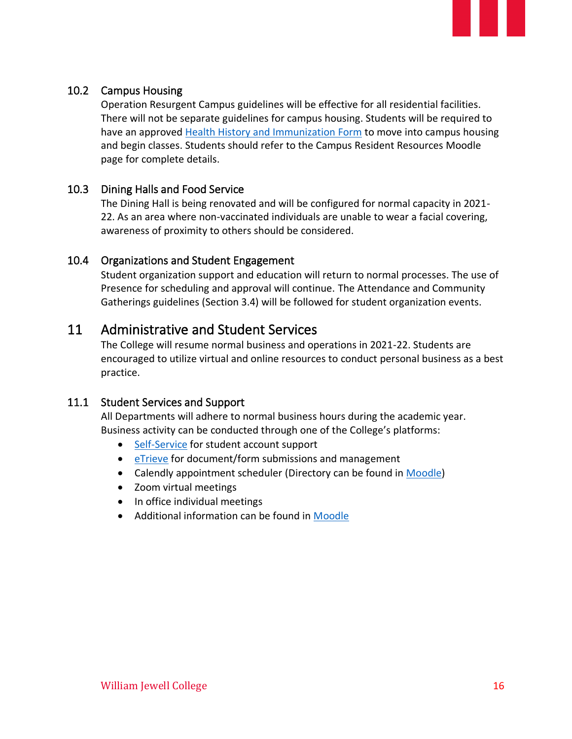### 10.2 Campus Housing

Operation Resurgent Campus guidelines will be effective for all residential facilities. There will not be separate guidelines for campus housing. Students will be required to have an approved Health History and Immunization Form to move into campus housing and begin classes. Students should refer to the Campus Resident Resources Moodle page for complete details.

### 10.3 Dining Halls and Food Service

The Dining Hall is being renovated and will be configured for normal capacity in 2021-22. As an area where non-vaccinated individuals are unable to wear a facial covering, awareness of proximity to others should be considered.

### 10.4 Organizations and Student Engagement

Student organization support and education will return to normal processes. The use of Presence for scheduling and approval will continue. The Attendance and Community Gatherings guidelines (Section 3.4) will be followed for student organization events.

## 11 Administrative and Student Services

The College will resume normal business and operations in 2021-22. Students are encouraged to utilize virtual and online resources to conduct personal business as a best practice.

### 11.1 Student Services and Support

All Departments will adhere to normal business hours during the academic year. Business activity can be conducted through one of the College's platforms:

- Self-Service for student account support
- eTrieve for document/form submissions and management
- Calendly appointment scheduler (Directory can be found in Moodle)
- Zoom virtual meetings
- In office individual meetings
- Additional information can be found in Moodle